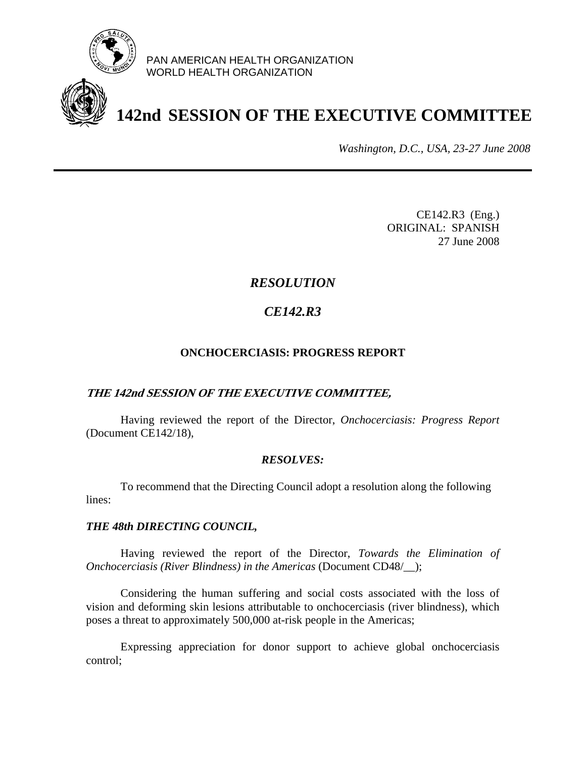PAN AMERICAN HEALTH ORGANIZATION
WORLD HEALTH ORGANIZATION

# 142nd SESSION OF THE EXECUTIVE COMMITTEE

*Washington, D.C., USA, 23-27 June 2008*

---

CE142.R3 (Eng.)
ORIGINAL: SPANISH
27 June 2008

## *RESOLUTION*

## *CE142.R3*

### ONCHOCERCIASIS: PROGRESS REPORT

***THE 142nd SESSION OF THE EXECUTIVE COMMITTEE,***

Having reviewed the report of the Director, *Onchocerciasis: Progress Report* (Document CE142/18),

***RESOLVES:***

To recommend that the Directing Council adopt a resolution along the following lines:

***THE 48th DIRECTING COUNCIL,***

Having reviewed the report of the Director, *Towards the Elimination of Onchocerciasis (River Blindness) in the Americas* (Document CD48/__);

Considering the human suffering and social costs associated with the loss of vision and deforming skin lesions attributable to onchocerciasis (river blindness), which poses a threat to approximately 500,000 at-risk people in the Americas;

Expressing appreciation for donor support to achieve global onchocerciasis control;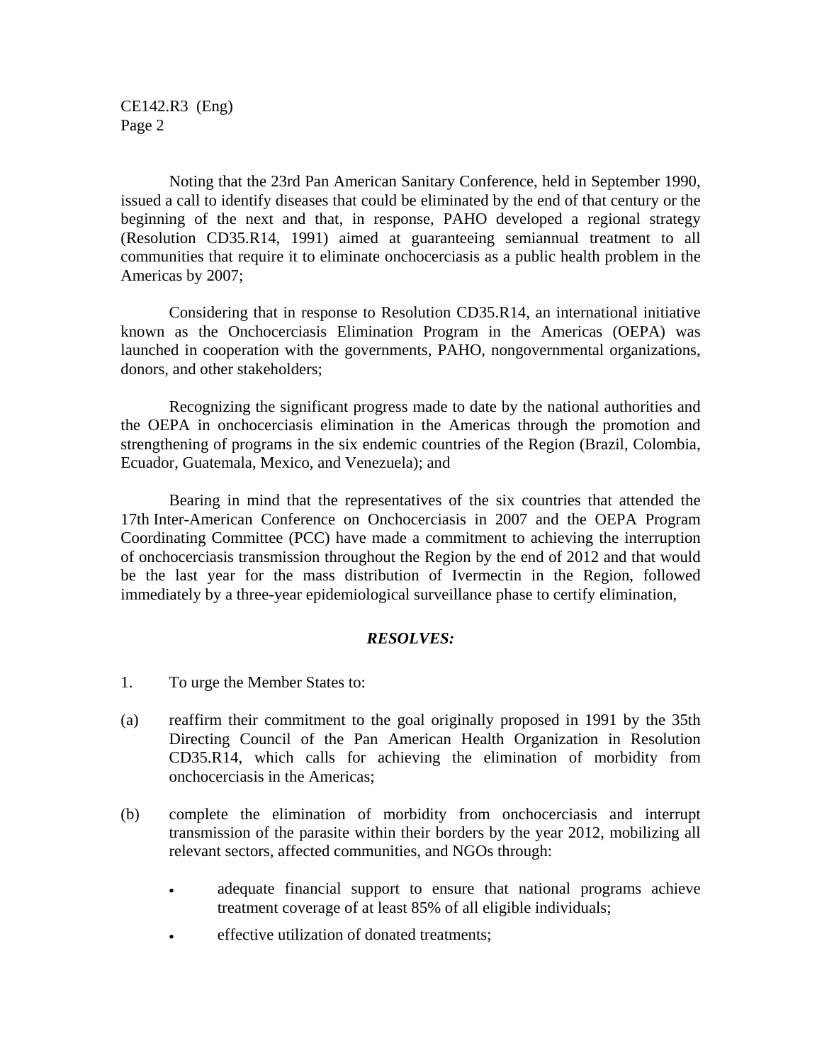Noting that the 23rd Pan American Sanitary Conference, held in September 1990, issued a call to identify diseases that could be eliminated by the end of that century or the beginning of the next and that, in response, PAHO developed a regional strategy (Resolution CD35.R14, 1991) aimed at guaranteeing semiannual treatment to all communities that require it to eliminate onchocerciasis as a public health problem in the Americas by 2007;

Considering that in response to Resolution CD35.R14, an international initiative known as the Onchocerciasis Elimination Program in the Americas (OEPA) was launched in cooperation with the governments, PAHO, nongovernmental organizations, donors, and other stakeholders;

Recognizing the significant progress made to date by the national authorities and the OEPA in onchocerciasis elimination in the Americas through the promotion and strengthening of programs in the six endemic countries of the Region (Brazil, Colombia, Ecuador, Guatemala, Mexico, and Venezuela); and

Bearing in mind that the representatives of the six countries that attended the 17th Inter-American Conference on Onchocerciasis in 2007 and the OEPA Program Coordinating Committee (PCC) have made a commitment to achieving the interruption of onchocerciasis transmission throughout the Region by the end of 2012 and that would be the last year for the mass distribution of Ivermectin in the Region, followed immediately by a three-year epidemiological surveillance phase to certify elimination,

***RESOLVES:***

1. To urge the Member States to:

(a) reaffirm their commitment to the goal originally proposed in 1991 by the 35th Directing Council of the Pan American Health Organization in Resolution CD35.R14, which calls for achieving the elimination of morbidity from onchocerciasis in the Americas;

(b) complete the elimination of morbidity from onchocerciasis and interrupt transmission of the parasite within their borders by the year 2012, mobilizing all relevant sectors, affected communities, and NGOs through:

- adequate financial support to ensure that national programs achieve treatment coverage of at least 85% of all eligible individuals;
- effective utilization of donated treatments;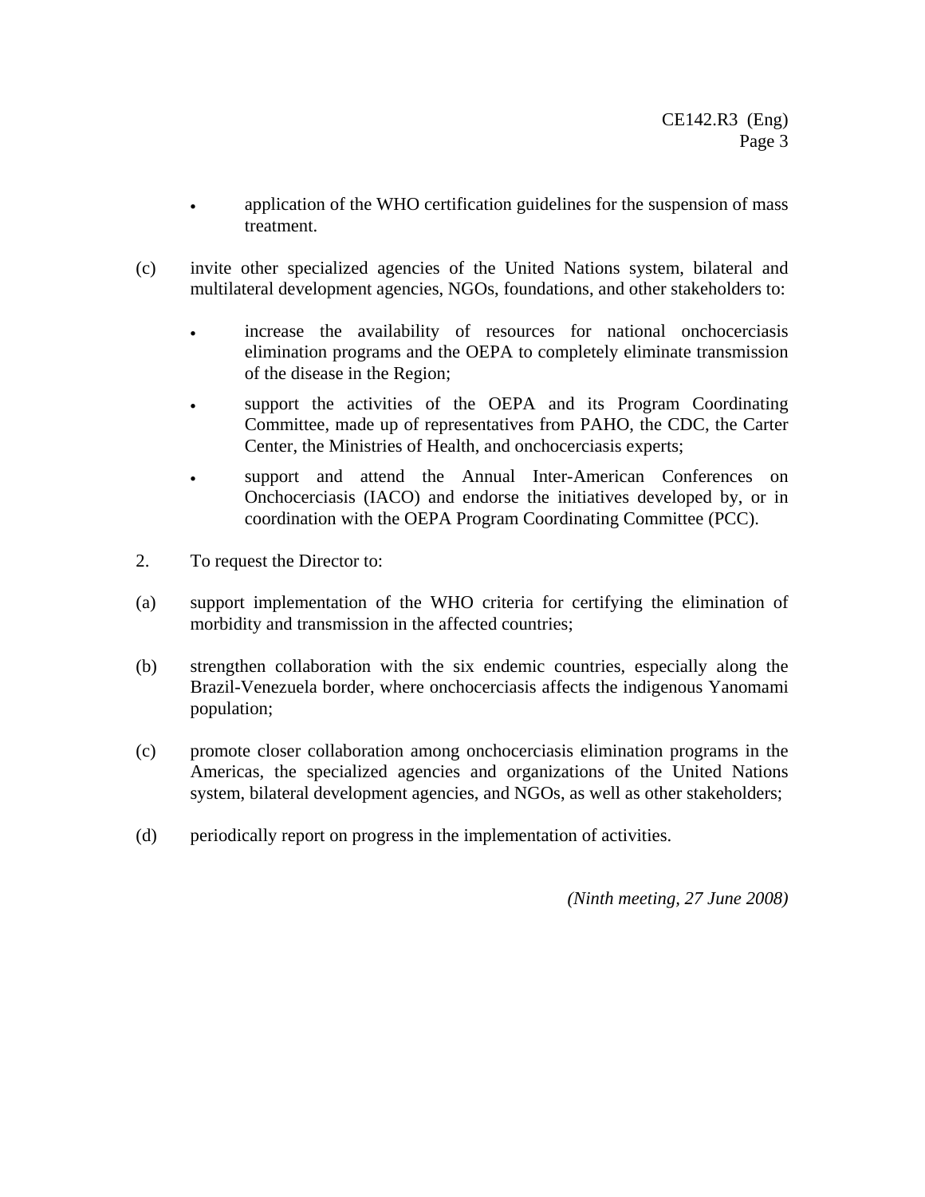- application of the WHO certification guidelines for the suspension of mass treatment.

(c) invite other specialized agencies of the United Nations system, bilateral and multilateral development agencies, NGOs, foundations, and other stakeholders to:

- increase the availability of resources for national onchocerciasis elimination programs and the OEPA to completely eliminate transmission of the disease in the Region;
- support the activities of the OEPA and its Program Coordinating Committee, made up of representatives from PAHO, the CDC, the Carter Center, the Ministries of Health, and onchocerciasis experts;
- support and attend the Annual Inter-American Conferences on Onchocerciasis (IACO) and endorse the initiatives developed by, or in coordination with the OEPA Program Coordinating Committee (PCC).

2. To request the Director to:

(a) support implementation of the WHO criteria for certifying the elimination of morbidity and transmission in the affected countries;

(b) strengthen collaboration with the six endemic countries, especially along the Brazil-Venezuela border, where onchocerciasis affects the indigenous Yanomami population;

(c) promote closer collaboration among onchocerciasis elimination programs in the Americas, the specialized agencies and organizations of the United Nations system, bilateral development agencies, and NGOs, as well as other stakeholders;

(d) periodically report on progress in the implementation of activities.

*(Ninth meeting, 27 June 2008)*